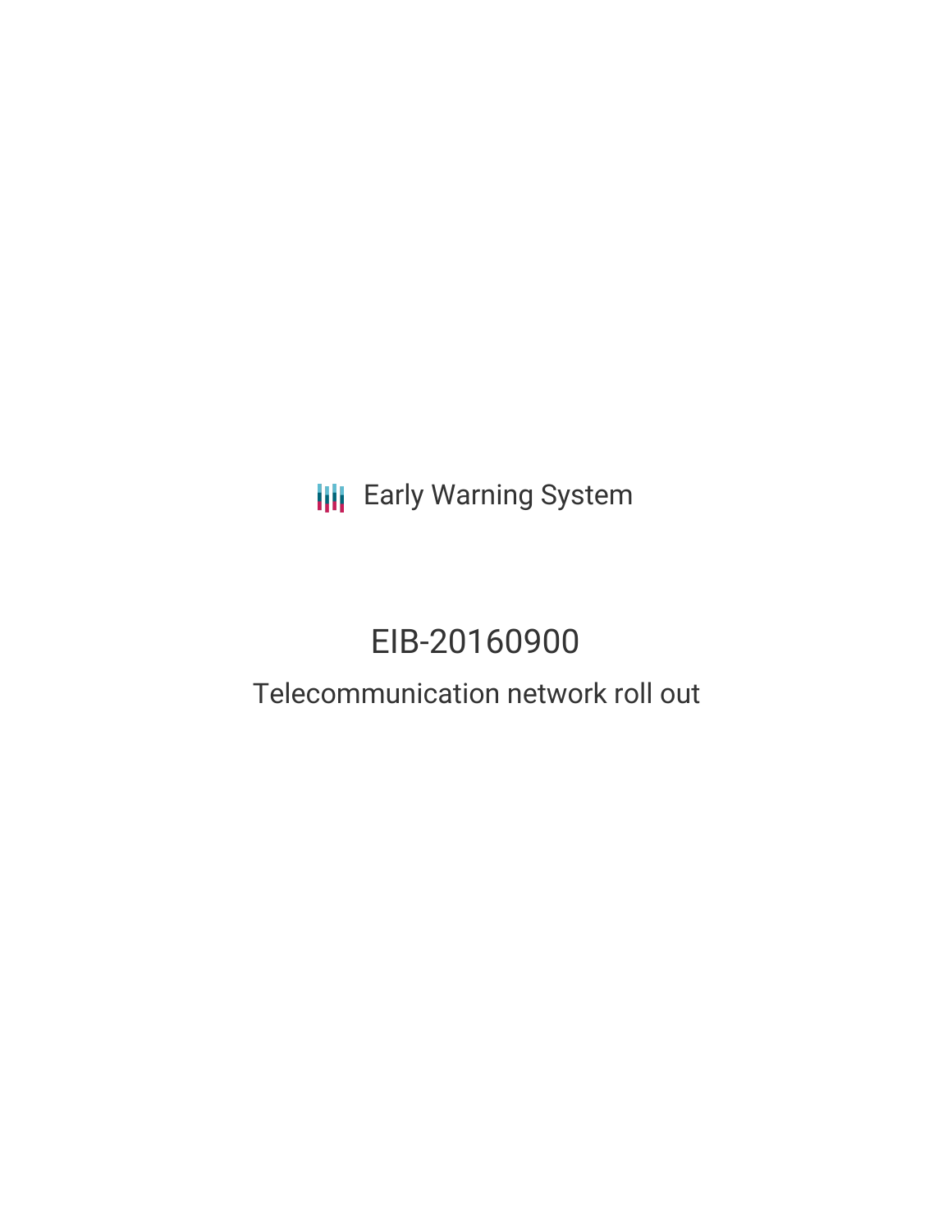Early Warning System

# EIB-20160900

## Telecommunication network roll out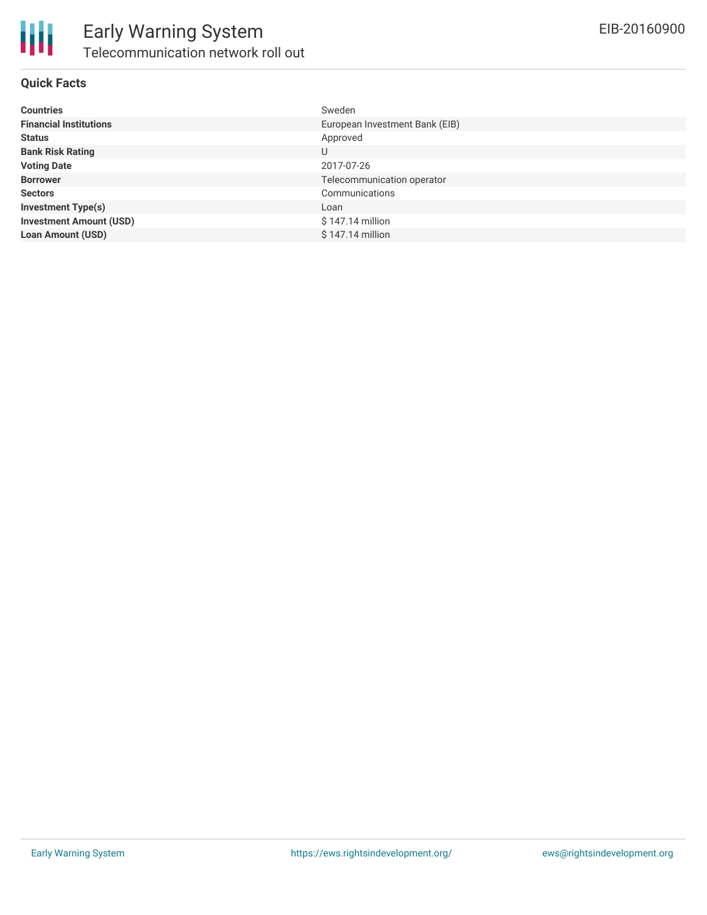# Early Warning System

## Telecommunication network roll out

EIB-20160900

### Quick Facts

| | |
|---|---|
| **Countries** | Sweden |
| **Financial Institutions** | European Investment Bank (EIB) |
| **Status** | Approved |
| **Bank Risk Rating** | U |
| **Voting Date** | 2017-07-26 |
| **Borrower** | Telecommunication operator |
| **Sectors** | Communications |
| **Investment Type(s)** | Loan |
| **Investment Amount (USD)** | $ 147.14 million |
| **Loan Amount (USD)** | $ 147.14 million |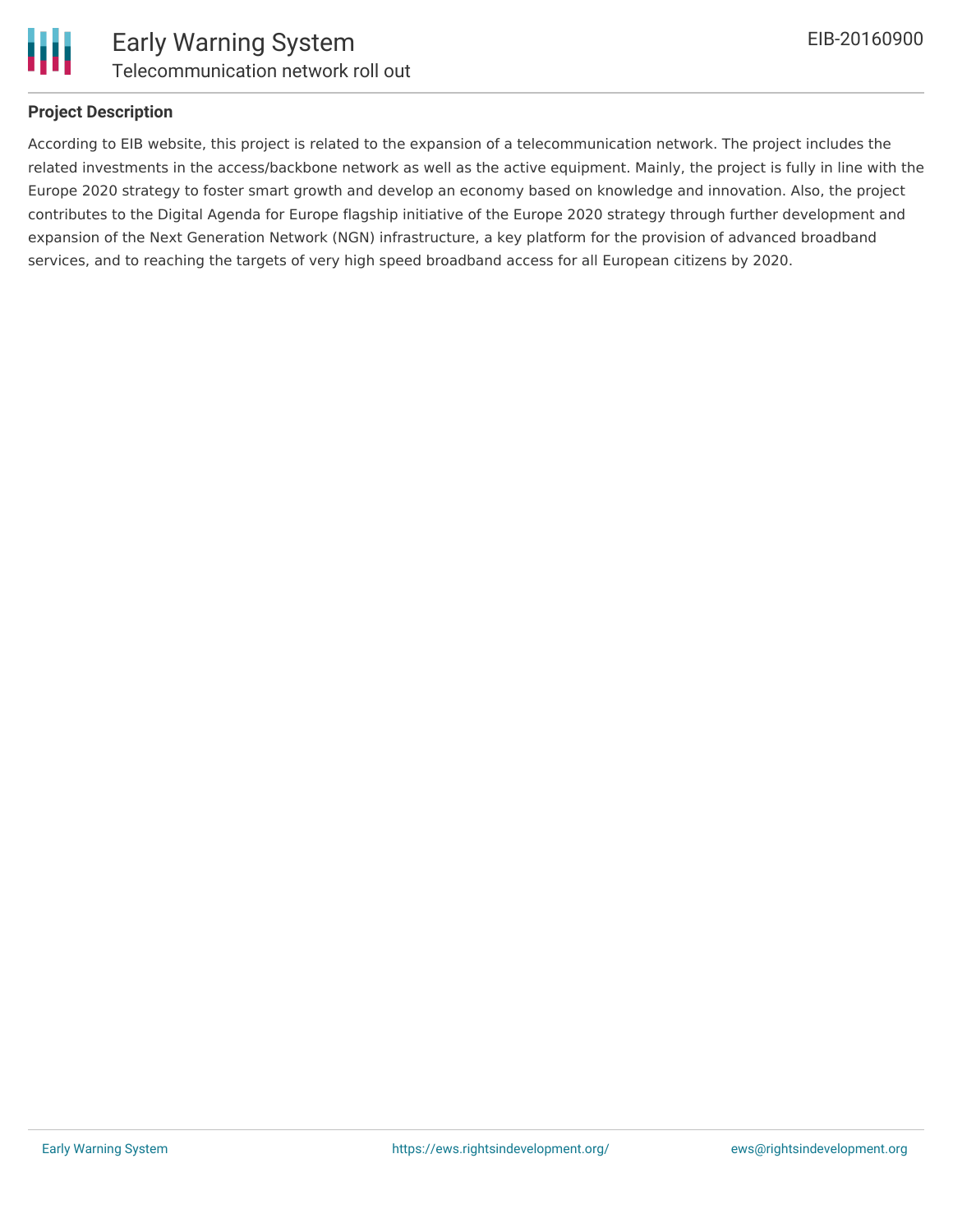## Project Description

According to EIB website, this project is related to the expansion of a telecommunication network. The project includes the related investments in the access/backbone network as well as the active equipment. Mainly, the project is fully in line with the Europe 2020 strategy to foster smart growth and develop an economy based on knowledge and innovation. Also, the project contributes to the Digital Agenda for Europe flagship initiative of the Europe 2020 strategy through further development and expansion of the Next Generation Network (NGN) infrastructure, a key platform for the provision of advanced broadband services, and to reaching the targets of very high speed broadband access for all European citizens by 2020.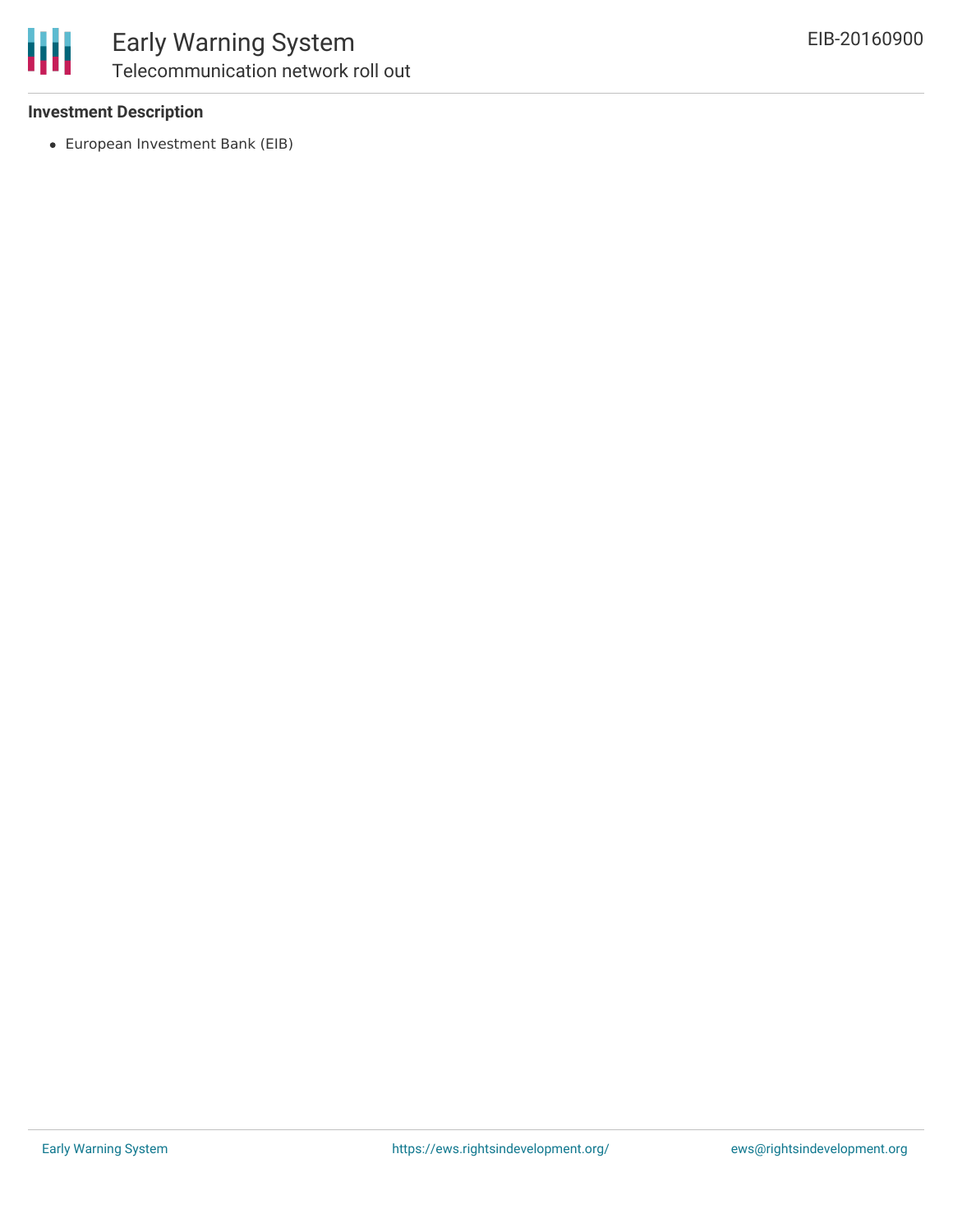**Investment Description**

- European Investment Bank (EIB)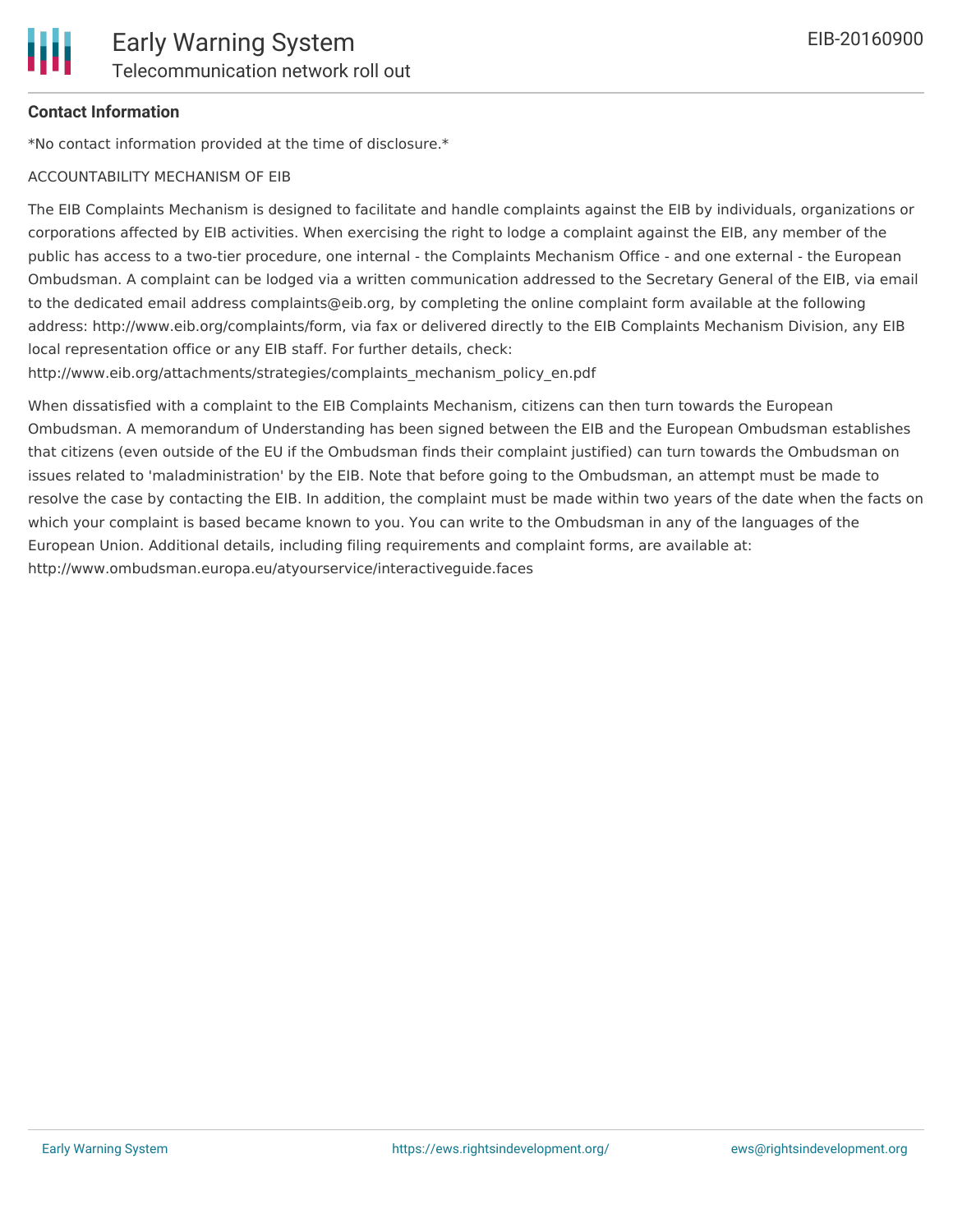**Contact Information**

*No contact information provided at the time of disclosure.*

ACCOUNTABILITY MECHANISM OF EIB

The EIB Complaints Mechanism is designed to facilitate and handle complaints against the EIB by individuals, organizations or corporations affected by EIB activities. When exercising the right to lodge a complaint against the EIB, any member of the public has access to a two-tier procedure, one internal - the Complaints Mechanism Office - and one external - the European Ombudsman. A complaint can be lodged via a written communication addressed to the Secretary General of the EIB, via email to the dedicated email address complaints@eib.org, by completing the online complaint form available at the following address: http://www.eib.org/complaints/form, via fax or delivered directly to the EIB Complaints Mechanism Division, any EIB local representation office or any EIB staff. For further details, check: http://www.eib.org/attachments/strategies/complaints_mechanism_policy_en.pdf

When dissatisfied with a complaint to the EIB Complaints Mechanism, citizens can then turn towards the European Ombudsman. A memorandum of Understanding has been signed between the EIB and the European Ombudsman establishes that citizens (even outside of the EU if the Ombudsman finds their complaint justified) can turn towards the Ombudsman on issues related to 'maladministration' by the EIB. Note that before going to the Ombudsman, an attempt must be made to resolve the case by contacting the EIB. In addition, the complaint must be made within two years of the date when the facts on which your complaint is based became known to you. You can write to the Ombudsman in any of the languages of the European Union. Additional details, including filing requirements and complaint forms, are available at: http://www.ombudsman.europa.eu/atyourservice/interactiveguide.faces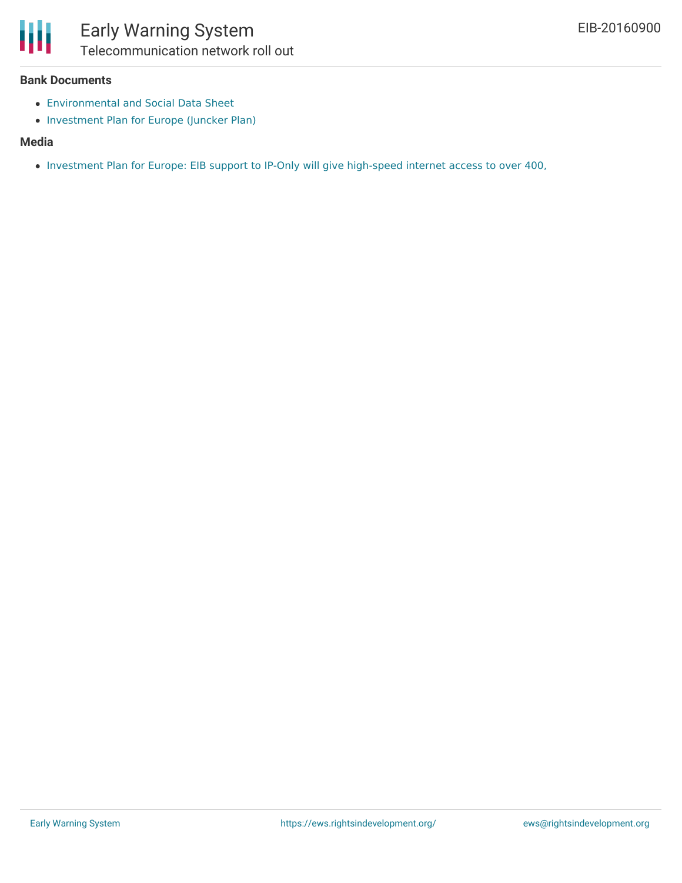**Bank Documents**

- Environmental and Social Data Sheet
- Investment Plan for Europe (Juncker Plan)

**Media**

- Investment Plan for Europe: EIB support to IP-Only will give high-speed internet access to over 400,